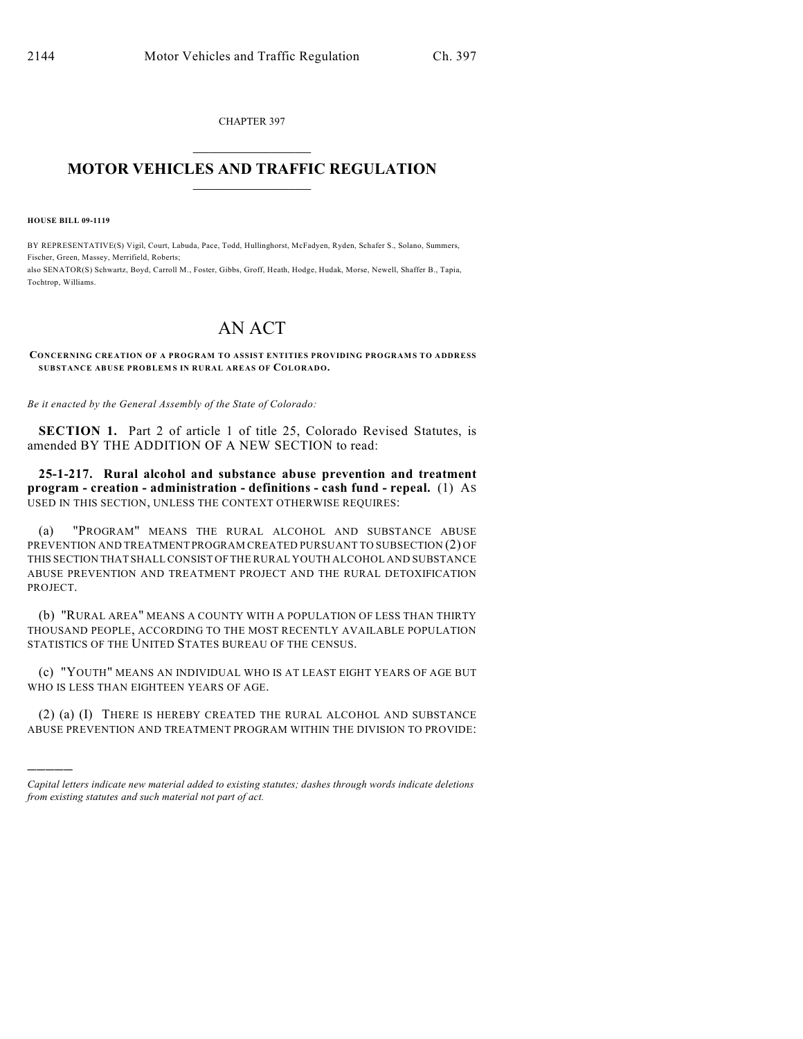CHAPTER 397

# MOTOR VEHICLES AND TRAFFIC REGULATION

**HOUSE BILL 09-1119**

BY REPRESENTATIVE(S) Vigil, Court, Labuda, Pace, Todd, Hullinghorst, McFadyen, Ryden, Schafer S., Solano, Summers, Fischer, Green, Massey, Merrifield, Roberts;
also SENATOR(S) Schwartz, Boyd, Carroll M., Foster, Gibbs, Groff, Heath, Hodge, Hudak, Morse, Newell, Shaffer B., Tapia, Tochtrop, Williams.

# AN ACT

**CONCERNING CREATION OF A PROGRAM TO ASSIST ENTITIES PROVIDING PROGRAMS TO ADDRESS SUBSTANCE ABUSE PROBLEMS IN RURAL AREAS OF COLORADO.**

*Be it enacted by the General Assembly of the State of Colorado:*

**SECTION 1.** Part 2 of article 1 of title 25, Colorado Revised Statutes, is amended BY THE ADDITION OF A NEW SECTION to read:

**25-1-217. Rural alcohol and substance abuse prevention and treatment program - creation - administration - definitions - cash fund - repeal.** (1) AS USED IN THIS SECTION, UNLESS THE CONTEXT OTHERWISE REQUIRES:

(a) "PROGRAM" MEANS THE RURAL ALCOHOL AND SUBSTANCE ABUSE PREVENTION AND TREATMENT PROGRAM CREATED PURSUANT TO SUBSECTION (2) OF THIS SECTION THAT SHALL CONSIST OF THE RURAL YOUTH ALCOHOL AND SUBSTANCE ABUSE PREVENTION AND TREATMENT PROJECT AND THE RURAL DETOXIFICATION PROJECT.

(b) "RURAL AREA" MEANS A COUNTY WITH A POPULATION OF LESS THAN THIRTY THOUSAND PEOPLE, ACCORDING TO THE MOST RECENTLY AVAILABLE POPULATION STATISTICS OF THE UNITED STATES BUREAU OF THE CENSUS.

(c) "YOUTH" MEANS AN INDIVIDUAL WHO IS AT LEAST EIGHT YEARS OF AGE BUT WHO IS LESS THAN EIGHTEEN YEARS OF AGE.

(2) (a) (I) THERE IS HEREBY CREATED THE RURAL ALCOHOL AND SUBSTANCE ABUSE PREVENTION AND TREATMENT PROGRAM WITHIN THE DIVISION TO PROVIDE:

———

*Capital letters indicate new material added to existing statutes; dashes through words indicate deletions from existing statutes and such material not part of act.*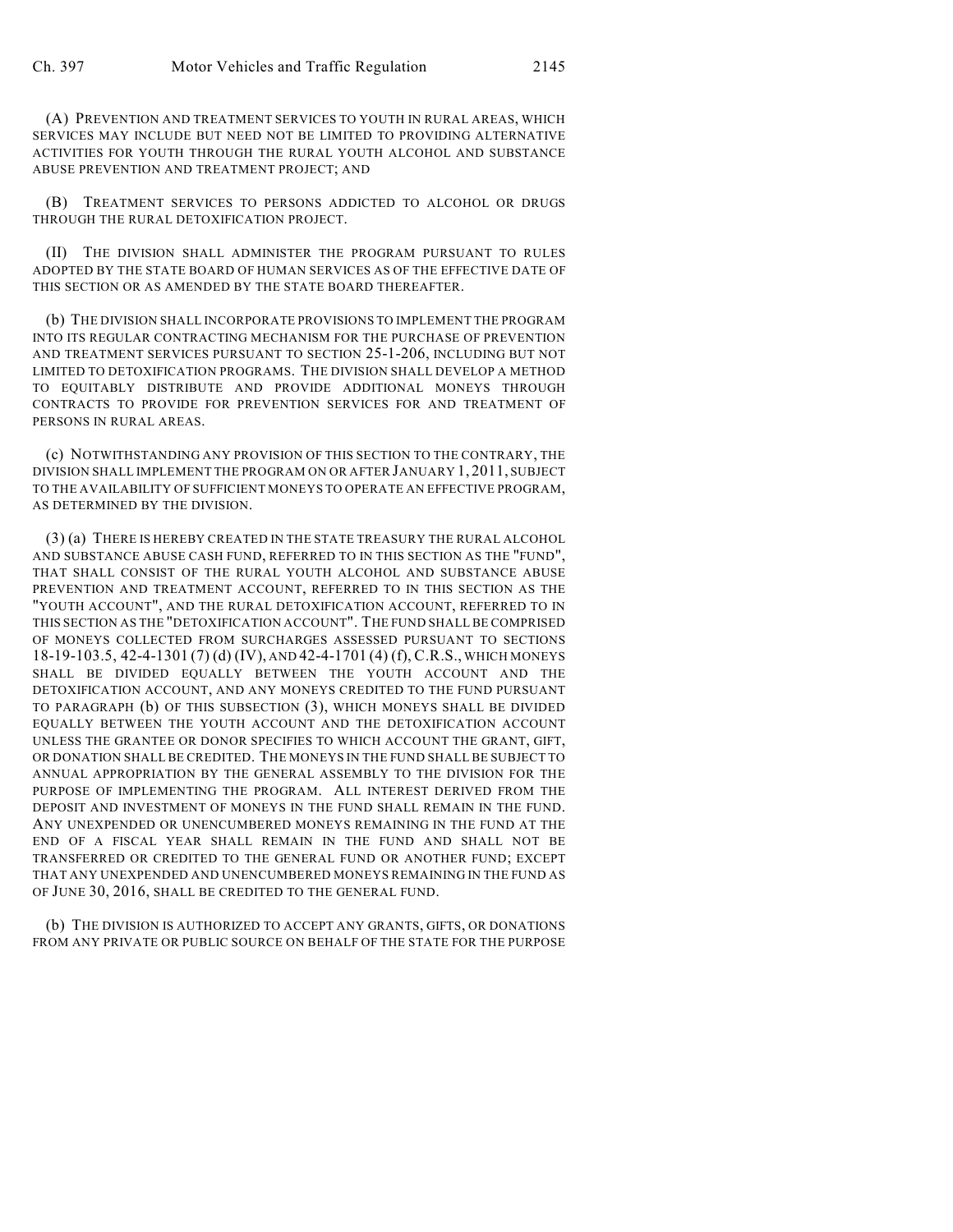(A) PREVENTION AND TREATMENT SERVICES TO YOUTH IN RURAL AREAS, WHICH SERVICES MAY INCLUDE BUT NEED NOT BE LIMITED TO PROVIDING ALTERNATIVE ACTIVITIES FOR YOUTH THROUGH THE RURAL YOUTH ALCOHOL AND SUBSTANCE ABUSE PREVENTION AND TREATMENT PROJECT; AND

(B) TREATMENT SERVICES TO PERSONS ADDICTED TO ALCOHOL OR DRUGS THROUGH THE RURAL DETOXIFICATION PROJECT.

(II) THE DIVISION SHALL ADMINISTER THE PROGRAM PURSUANT TO RULES ADOPTED BY THE STATE BOARD OF HUMAN SERVICES AS OF THE EFFECTIVE DATE OF THIS SECTION OR AS AMENDED BY THE STATE BOARD THEREAFTER.

(b) THE DIVISION SHALL INCORPORATE PROVISIONS TO IMPLEMENT THE PROGRAM INTO ITS REGULAR CONTRACTING MECHANISM FOR THE PURCHASE OF PREVENTION AND TREATMENT SERVICES PURSUANT TO SECTION 25-1-206, INCLUDING BUT NOT LIMITED TO DETOXIFICATION PROGRAMS. THE DIVISION SHALL DEVELOP A METHOD TO EQUITABLY DISTRIBUTE AND PROVIDE ADDITIONAL MONEYS THROUGH CONTRACTS TO PROVIDE FOR PREVENTION SERVICES FOR AND TREATMENT OF PERSONS IN RURAL AREAS.

(c) NOTWITHSTANDING ANY PROVISION OF THIS SECTION TO THE CONTRARY, THE DIVISION SHALL IMPLEMENT THE PROGRAM ON OR AFTER JANUARY 1, 2011, SUBJECT TO THE AVAILABILITY OF SUFFICIENT MONEYS TO OPERATE AN EFFECTIVE PROGRAM, AS DETERMINED BY THE DIVISION.

(3) (a) THERE IS HEREBY CREATED IN THE STATE TREASURY THE RURAL ALCOHOL AND SUBSTANCE ABUSE CASH FUND, REFERRED TO IN THIS SECTION AS THE "FUND", THAT SHALL CONSIST OF THE RURAL YOUTH ALCOHOL AND SUBSTANCE ABUSE PREVENTION AND TREATMENT ACCOUNT, REFERRED TO IN THIS SECTION AS THE "YOUTH ACCOUNT", AND THE RURAL DETOXIFICATION ACCOUNT, REFERRED TO IN THIS SECTION AS THE "DETOXIFICATION ACCOUNT". THE FUND SHALL BE COMPRISED OF MONEYS COLLECTED FROM SURCHARGES ASSESSED PURSUANT TO SECTIONS 18-19-103.5, 42-4-1301 (7) (d) (IV), AND 42-4-1701 (4) (f), C.R.S., WHICH MONEYS SHALL BE DIVIDED EQUALLY BETWEEN THE YOUTH ACCOUNT AND THE DETOXIFICATION ACCOUNT, AND ANY MONEYS CREDITED TO THE FUND PURSUANT TO PARAGRAPH (b) OF THIS SUBSECTION (3), WHICH MONEYS SHALL BE DIVIDED EQUALLY BETWEEN THE YOUTH ACCOUNT AND THE DETOXIFICATION ACCOUNT UNLESS THE GRANTEE OR DONOR SPECIFIES TO WHICH ACCOUNT THE GRANT, GIFT, OR DONATION SHALL BE CREDITED. THE MONEYS IN THE FUND SHALL BE SUBJECT TO ANNUAL APPROPRIATION BY THE GENERAL ASSEMBLY TO THE DIVISION FOR THE PURPOSE OF IMPLEMENTING THE PROGRAM. ALL INTEREST DERIVED FROM THE DEPOSIT AND INVESTMENT OF MONEYS IN THE FUND SHALL REMAIN IN THE FUND. ANY UNEXPENDED OR UNENCUMBERED MONEYS REMAINING IN THE FUND AT THE END OF A FISCAL YEAR SHALL REMAIN IN THE FUND AND SHALL NOT BE TRANSFERRED OR CREDITED TO THE GENERAL FUND OR ANOTHER FUND; EXCEPT THAT ANY UNEXPENDED AND UNENCUMBERED MONEYS REMAINING IN THE FUND AS OF JUNE 30, 2016, SHALL BE CREDITED TO THE GENERAL FUND.

(b) THE DIVISION IS AUTHORIZED TO ACCEPT ANY GRANTS, GIFTS, OR DONATIONS FROM ANY PRIVATE OR PUBLIC SOURCE ON BEHALF OF THE STATE FOR THE PURPOSE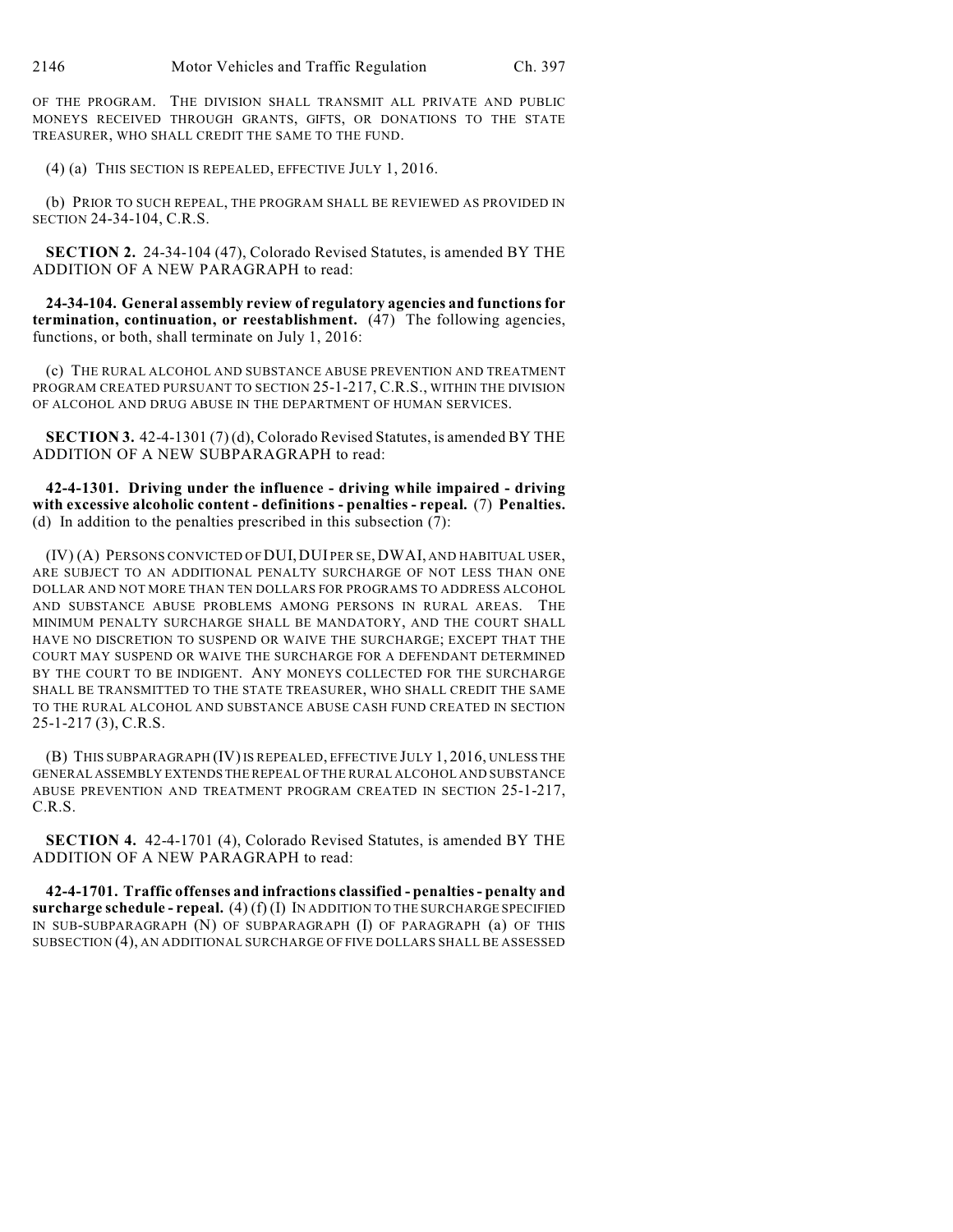OF THE PROGRAM. THE DIVISION SHALL TRANSMIT ALL PRIVATE AND PUBLIC MONEYS RECEIVED THROUGH GRANTS, GIFTS, OR DONATIONS TO THE STATE TREASURER, WHO SHALL CREDIT THE SAME TO THE FUND.

(4) (a) THIS SECTION IS REPEALED, EFFECTIVE JULY 1, 2016.

(b) PRIOR TO SUCH REPEAL, THE PROGRAM SHALL BE REVIEWED AS PROVIDED IN SECTION 24-34-104, C.R.S.

**SECTION 2.** 24-34-104 (47), Colorado Revised Statutes, is amended BY THE ADDITION OF A NEW PARAGRAPH to read:

**24-34-104. General assembly review of regulatory agencies and functions for termination, continuation, or reestablishment.** (47) The following agencies, functions, or both, shall terminate on July 1, 2016:

(c) THE RURAL ALCOHOL AND SUBSTANCE ABUSE PREVENTION AND TREATMENT PROGRAM CREATED PURSUANT TO SECTION 25-1-217, C.R.S., WITHIN THE DIVISION OF ALCOHOL AND DRUG ABUSE IN THE DEPARTMENT OF HUMAN SERVICES.

**SECTION 3.** 42-4-1301 (7) (d), Colorado Revised Statutes, is amended BY THE ADDITION OF A NEW SUBPARAGRAPH to read:

**42-4-1301. Driving under the influence - driving while impaired - driving with excessive alcoholic content - definitions - penalties - repeal.** (7) **Penalties.** (d) In addition to the penalties prescribed in this subsection (7):

(IV) (A) PERSONS CONVICTED OF DUI, DUI PER SE, DWAI, AND HABITUAL USER, ARE SUBJECT TO AN ADDITIONAL PENALTY SURCHARGE OF NOT LESS THAN ONE DOLLAR AND NOT MORE THAN TEN DOLLARS FOR PROGRAMS TO ADDRESS ALCOHOL AND SUBSTANCE ABUSE PROBLEMS AMONG PERSONS IN RURAL AREAS. THE MINIMUM PENALTY SURCHARGE SHALL BE MANDATORY, AND THE COURT SHALL HAVE NO DISCRETION TO SUSPEND OR WAIVE THE SURCHARGE; EXCEPT THAT THE COURT MAY SUSPEND OR WAIVE THE SURCHARGE FOR A DEFENDANT DETERMINED BY THE COURT TO BE INDIGENT. ANY MONEYS COLLECTED FOR THE SURCHARGE SHALL BE TRANSMITTED TO THE STATE TREASURER, WHO SHALL CREDIT THE SAME TO THE RURAL ALCOHOL AND SUBSTANCE ABUSE CASH FUND CREATED IN SECTION 25-1-217 (3), C.R.S.

(B) THIS SUBPARAGRAPH (IV) IS REPEALED, EFFECTIVE JULY 1, 2016, UNLESS THE GENERAL ASSEMBLY EXTENDS THE REPEAL OF THE RURAL ALCOHOL AND SUBSTANCE ABUSE PREVENTION AND TREATMENT PROGRAM CREATED IN SECTION 25-1-217, C.R.S.

**SECTION 4.** 42-4-1701 (4), Colorado Revised Statutes, is amended BY THE ADDITION OF A NEW PARAGRAPH to read:

**42-4-1701. Traffic offenses and infractions classified - penalties - penalty and surcharge schedule - repeal.** (4) (f) (I) IN ADDITION TO THE SURCHARGE SPECIFIED IN SUB-SUBPARAGRAPH (N) OF SUBPARAGRAPH (I) OF PARAGRAPH (a) OF THIS SUBSECTION (4), AN ADDITIONAL SURCHARGE OF FIVE DOLLARS SHALL BE ASSESSED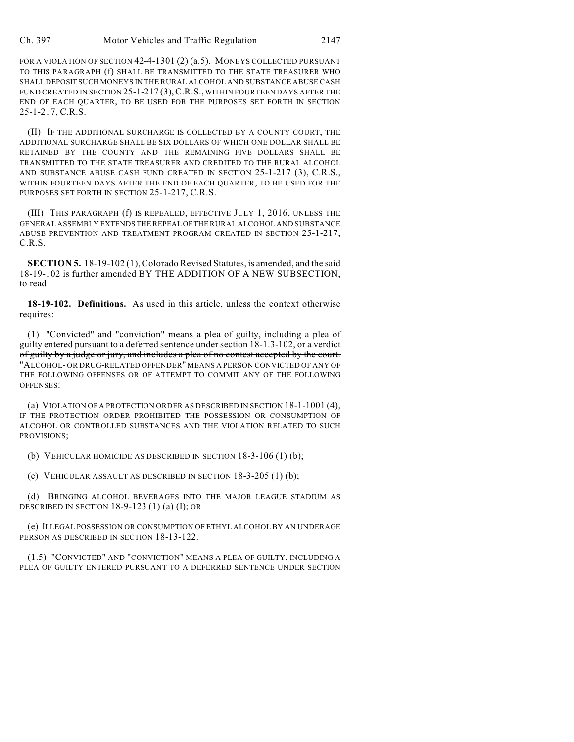FOR A VIOLATION OF SECTION 42-4-1301 (2) (a.5). MONEYS COLLECTED PURSUANT TO THIS PARAGRAPH (f) SHALL BE TRANSMITTED TO THE STATE TREASURER WHO SHALL DEPOSIT SUCH MONEYS IN THE RURAL ALCOHOL AND SUBSTANCE ABUSE CASH FUND CREATED IN SECTION 25-1-217 (3), C.R.S., WITHIN FOURTEEN DAYS AFTER THE END OF EACH QUARTER, TO BE USED FOR THE PURPOSES SET FORTH IN SECTION 25-1-217, C.R.S.

(II) IF THE ADDITIONAL SURCHARGE IS COLLECTED BY A COUNTY COURT, THE ADDITIONAL SURCHARGE SHALL BE SIX DOLLARS OF WHICH ONE DOLLAR SHALL BE RETAINED BY THE COUNTY AND THE REMAINING FIVE DOLLARS SHALL BE TRANSMITTED TO THE STATE TREASURER AND CREDITED TO THE RURAL ALCOHOL AND SUBSTANCE ABUSE CASH FUND CREATED IN SECTION 25-1-217 (3), C.R.S., WITHIN FOURTEEN DAYS AFTER THE END OF EACH QUARTER, TO BE USED FOR THE PURPOSES SET FORTH IN SECTION 25-1-217, C.R.S.

(III) THIS PARAGRAPH (f) IS REPEALED, EFFECTIVE JULY 1, 2016, UNLESS THE GENERAL ASSEMBLY EXTENDS THE REPEAL OF THE RURAL ALCOHOL AND SUBSTANCE ABUSE PREVENTION AND TREATMENT PROGRAM CREATED IN SECTION 25-1-217, C.R.S.

**SECTION 5.** 18-19-102 (1), Colorado Revised Statutes, is amended, and the said 18-19-102 is further amended BY THE ADDITION OF A NEW SUBSECTION, to read:

**18-19-102. Definitions.** As used in this article, unless the context otherwise requires:

(1) ~~"Convicted" and "conviction" means a plea of guilty, including a plea of guilty entered pursuant to a deferred sentence under section 18-1.3-102, or a verdict of guilty by a judge or jury, and includes a plea of no contest accepted by the court.~~ "ALCOHOL- OR DRUG-RELATED OFFENDER" MEANS A PERSON CONVICTED OF ANY OF THE FOLLOWING OFFENSES OR OF ATTEMPT TO COMMIT ANY OF THE FOLLOWING OFFENSES:

(a) VIOLATION OF A PROTECTION ORDER AS DESCRIBED IN SECTION 18-1-1001 (4), IF THE PROTECTION ORDER PROHIBITED THE POSSESSION OR CONSUMPTION OF ALCOHOL OR CONTROLLED SUBSTANCES AND THE VIOLATION RELATED TO SUCH PROVISIONS;

(b) VEHICULAR HOMICIDE AS DESCRIBED IN SECTION 18-3-106 (1) (b);

(c) VEHICULAR ASSAULT AS DESCRIBED IN SECTION 18-3-205 (1) (b);

(d) BRINGING ALCOHOL BEVERAGES INTO THE MAJOR LEAGUE STADIUM AS DESCRIBED IN SECTION 18-9-123 (1) (a) (I); OR

(e) ILLEGAL POSSESSION OR CONSUMPTION OF ETHYL ALCOHOL BY AN UNDERAGE PERSON AS DESCRIBED IN SECTION 18-13-122.

(1.5) "CONVICTED" AND "CONVICTION" MEANS A PLEA OF GUILTY, INCLUDING A PLEA OF GUILTY ENTERED PURSUANT TO A DEFERRED SENTENCE UNDER SECTION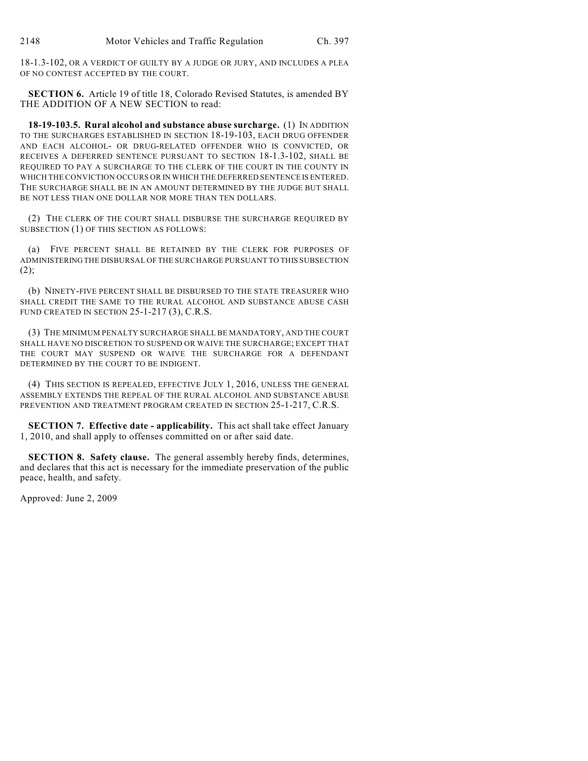18-1.3-102, OR A VERDICT OF GUILTY BY A JUDGE OR JURY, AND INCLUDES A PLEA OF NO CONTEST ACCEPTED BY THE COURT.

**SECTION 6.** Article 19 of title 18, Colorado Revised Statutes, is amended BY THE ADDITION OF A NEW SECTION to read:

**18-19-103.5. Rural alcohol and substance abuse surcharge.** (1) IN ADDITION TO THE SURCHARGES ESTABLISHED IN SECTION 18-19-103, EACH DRUG OFFENDER AND EACH ALCOHOL- OR DRUG-RELATED OFFENDER WHO IS CONVICTED, OR RECEIVES A DEFERRED SENTENCE PURSUANT TO SECTION 18-1.3-102, SHALL BE REQUIRED TO PAY A SURCHARGE TO THE CLERK OF THE COURT IN THE COUNTY IN WHICH THE CONVICTION OCCURS OR IN WHICH THE DEFERRED SENTENCE IS ENTERED. THE SURCHARGE SHALL BE IN AN AMOUNT DETERMINED BY THE JUDGE BUT SHALL BE NOT LESS THAN ONE DOLLAR NOR MORE THAN TEN DOLLARS.

(2) THE CLERK OF THE COURT SHALL DISBURSE THE SURCHARGE REQUIRED BY SUBSECTION (1) OF THIS SECTION AS FOLLOWS:

(a) FIVE PERCENT SHALL BE RETAINED BY THE CLERK FOR PURPOSES OF ADMINISTERING THE DISBURSAL OF THE SURCHARGE PURSUANT TO THIS SUBSECTION (2);

(b) NINETY-FIVE PERCENT SHALL BE DISBURSED TO THE STATE TREASURER WHO SHALL CREDIT THE SAME TO THE RURAL ALCOHOL AND SUBSTANCE ABUSE CASH FUND CREATED IN SECTION 25-1-217 (3), C.R.S.

(3) THE MINIMUM PENALTY SURCHARGE SHALL BE MANDATORY, AND THE COURT SHALL HAVE NO DISCRETION TO SUSPEND OR WAIVE THE SURCHARGE; EXCEPT THAT THE COURT MAY SUSPEND OR WAIVE THE SURCHARGE FOR A DEFENDANT DETERMINED BY THE COURT TO BE INDIGENT.

(4) THIS SECTION IS REPEALED, EFFECTIVE JULY 1, 2016, UNLESS THE GENERAL ASSEMBLY EXTENDS THE REPEAL OF THE RURAL ALCOHOL AND SUBSTANCE ABUSE PREVENTION AND TREATMENT PROGRAM CREATED IN SECTION 25-1-217, C.R.S.

**SECTION 7. Effective date - applicability.** This act shall take effect January 1, 2010, and shall apply to offenses committed on or after said date.

**SECTION 8. Safety clause.** The general assembly hereby finds, determines, and declares that this act is necessary for the immediate preservation of the public peace, health, and safety.

Approved: June 2, 2009